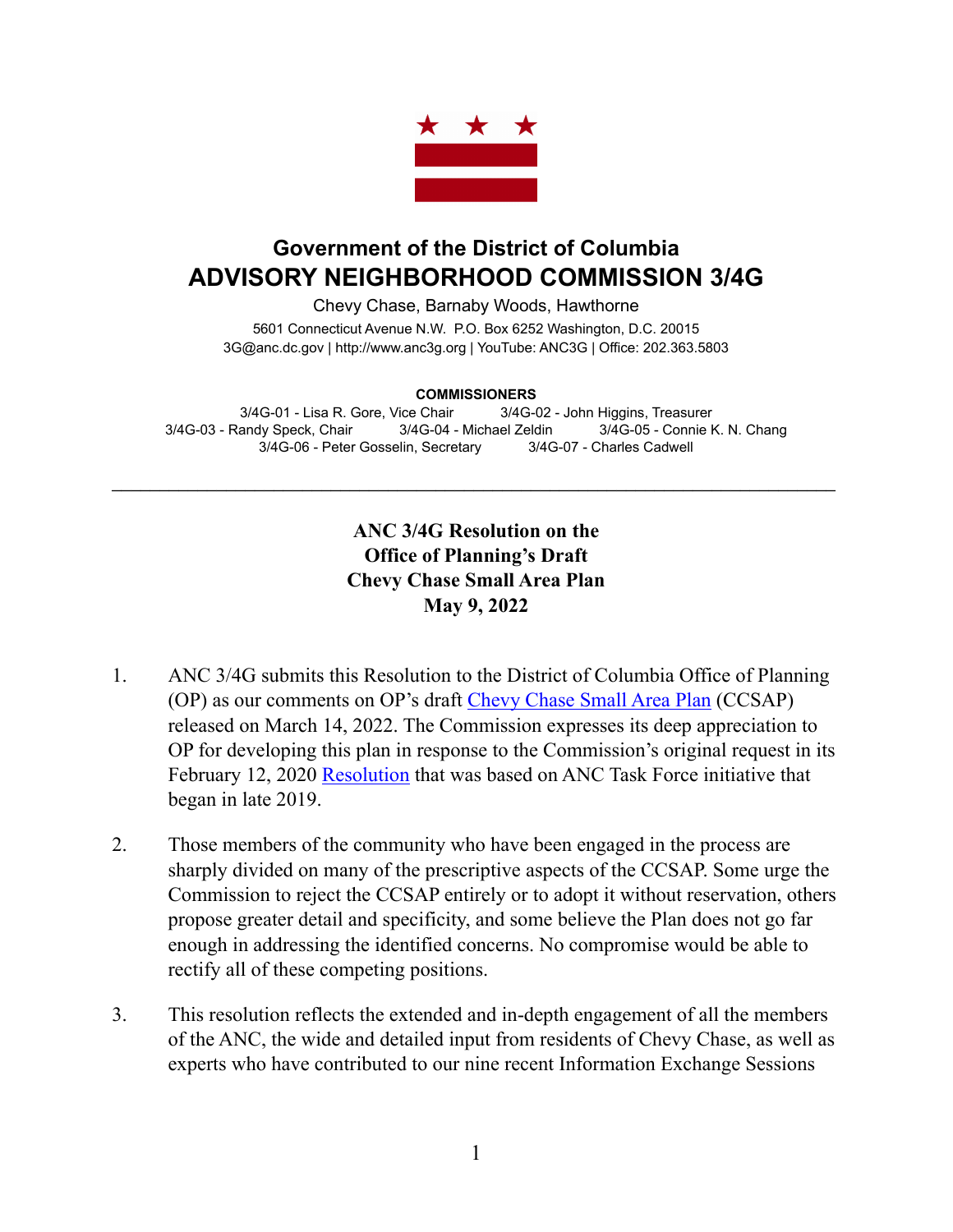## Government of the District of Columbia

# ADVISORY NEIGHBORHOOD COMMISSION 3/4G

Chevy Chase, Barnaby Woods, Hawthorne

5601 Connecticut Avenue N.W. P.O. Box 6252 Washington, D.C. 20015
3G@anc.dc.gov | http://www.anc3g.org | YouTube: ANC3G | Office: 202.363.5803

**COMMISSIONERS**

3/4G-01 - Lisa R. Gore, Vice Chair
3/4G-02 - John Higgins, Treasurer
3/4G-03 - Randy Speck, Chair
3/4G-04 - Michael Zeldin
3/4G-05 - Connie K. N. Chang
3/4G-06 - Peter Gosselin, Secretary
3/4G-07 - Charles Cadwell

---

**ANC 3/4G Resolution on the Office of Planning's Draft Chevy Chase Small Area Plan May 9, 2022**

1. ANC 3/4G submits this Resolution to the District of Columbia Office of Planning (OP) as our comments on OP's draft Chevy Chase Small Area Plan (CCSAP) released on March 14, 2022. The Commission expresses its deep appreciation to OP for developing this plan in response to the Commission's original request in its February 12, 2020 Resolution that was based on ANC Task Force initiative that began in late 2019.

2. Those members of the community who have been engaged in the process are sharply divided on many of the prescriptive aspects of the CCSAP. Some urge the Commission to reject the CCSAP entirely or to adopt it without reservation, others propose greater detail and specificity, and some believe the Plan does not go far enough in addressing the identified concerns. No compromise would be able to rectify all of these competing positions.

3. This resolution reflects the extended and in-depth engagement of all the members of the ANC, the wide and detailed input from residents of Chevy Chase, as well as experts who have contributed to our nine recent Information Exchange Sessions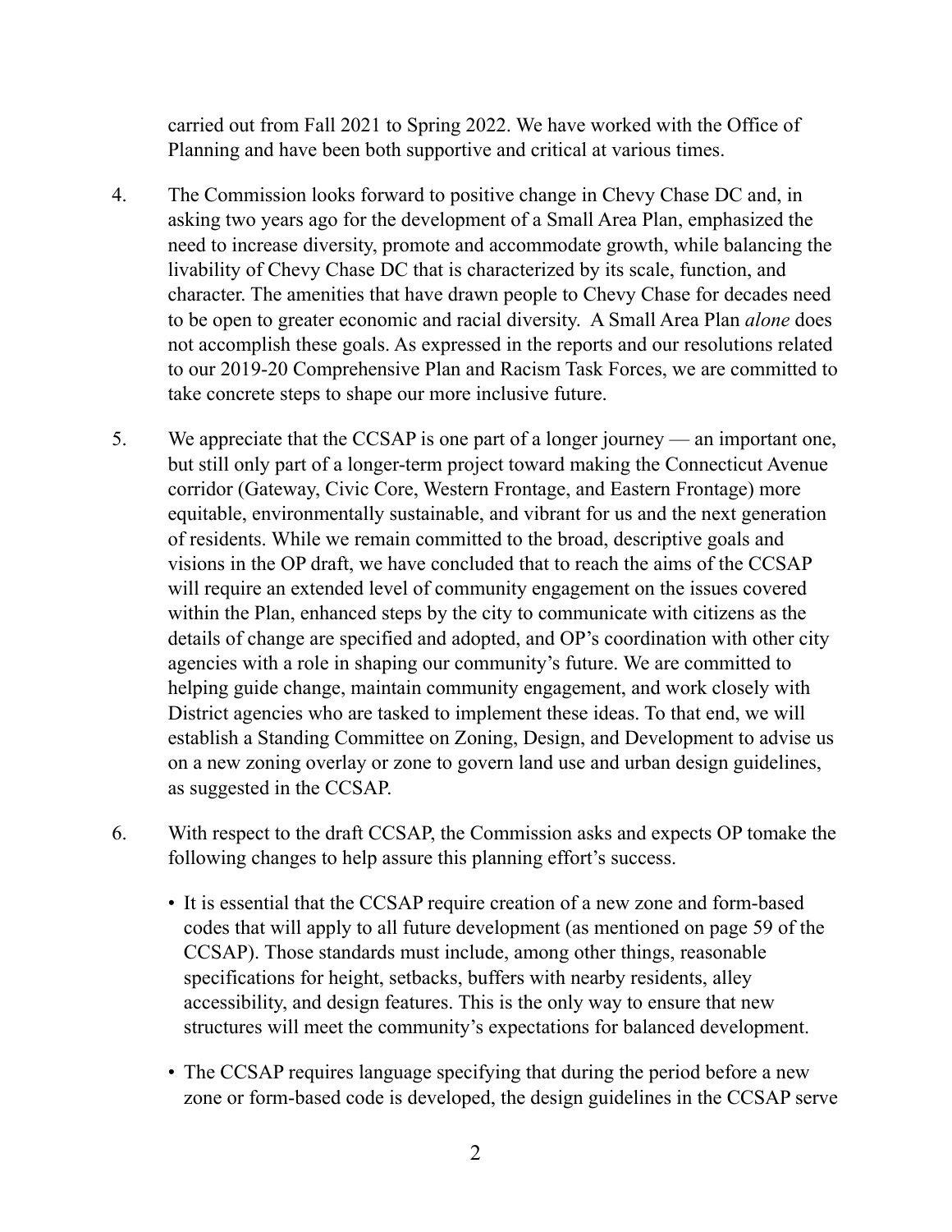carried out from Fall 2021 to Spring 2022. We have worked with the Office of Planning and have been both supportive and critical at various times.

4. The Commission looks forward to positive change in Chevy Chase DC and, in asking two years ago for the development of a Small Area Plan, emphasized the need to increase diversity, promote and accommodate growth, while balancing the livability of Chevy Chase DC that is characterized by its scale, function, and character. The amenities that have drawn people to Chevy Chase for decades need to be open to greater economic and racial diversity. A Small Area Plan *alone* does not accomplish these goals. As expressed in the reports and our resolutions related to our 2019-20 Comprehensive Plan and Racism Task Forces, we are committed to take concrete steps to shape our more inclusive future.

5. We appreciate that the CCSAP is one part of a longer journey — an important one, but still only part of a longer-term project toward making the Connecticut Avenue corridor (Gateway, Civic Core, Western Frontage, and Eastern Frontage) more equitable, environmentally sustainable, and vibrant for us and the next generation of residents. While we remain committed to the broad, descriptive goals and visions in the OP draft, we have concluded that to reach the aims of the CCSAP will require an extended level of community engagement on the issues covered within the Plan, enhanced steps by the city to communicate with citizens as the details of change are specified and adopted, and OP's coordination with other city agencies with a role in shaping our community's future. We are committed to helping guide change, maintain community engagement, and work closely with District agencies who are tasked to implement these ideas. To that end, we will establish a Standing Committee on Zoning, Design, and Development to advise us on a new zoning overlay or zone to govern land use and urban design guidelines, as suggested in the CCSAP.

6. With respect to the draft CCSAP, the Commission asks and expects OP tomake the following changes to help assure this planning effort's success.

   - It is essential that the CCSAP require creation of a new zone and form-based codes that will apply to all future development (as mentioned on page 59 of the CCSAP). Those standards must include, among other things, reasonable specifications for height, setbacks, buffers with nearby residents, alley accessibility, and design features. This is the only way to ensure that new structures will meet the community's expectations for balanced development.

   - The CCSAP requires language specifying that during the period before a new zone or form-based code is developed, the design guidelines in the CCSAP serve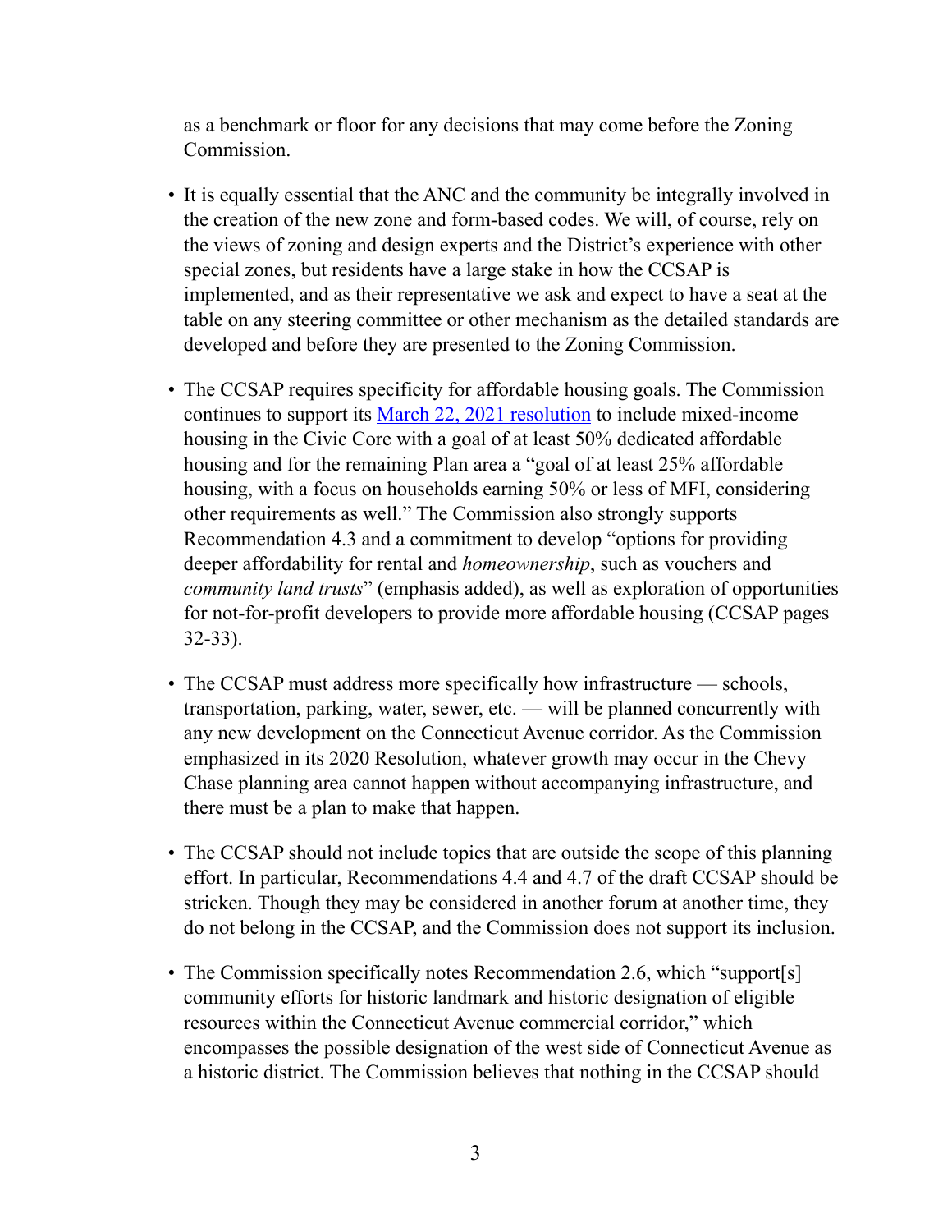as a benchmark or floor for any decisions that may come before the Zoning Commission.

- It is equally essential that the ANC and the community be integrally involved in the creation of the new zone and form-based codes. We will, of course, rely on the views of zoning and design experts and the District's experience with other special zones, but residents have a large stake in how the CCSAP is implemented, and as their representative we ask and expect to have a seat at the table on any steering committee or other mechanism as the detailed standards are developed and before they are presented to the Zoning Commission.

- The CCSAP requires specificity for affordable housing goals. The Commission continues to support its [March 22, 2021 resolution]() to include mixed-income housing in the Civic Core with a goal of at least 50% dedicated affordable housing and for the remaining Plan area a "goal of at least 25% affordable housing, with a focus on households earning 50% or less of MFI, considering other requirements as well." The Commission also strongly supports Recommendation 4.3 and a commitment to develop "options for providing deeper affordability for rental and *homeownership*, such as vouchers and *community land trusts*" (emphasis added), as well as exploration of opportunities for not-for-profit developers to provide more affordable housing (CCSAP pages 32-33).

- The CCSAP must address more specifically how infrastructure — schools, transportation, parking, water, sewer, etc. — will be planned concurrently with any new development on the Connecticut Avenue corridor. As the Commission emphasized in its 2020 Resolution, whatever growth may occur in the Chevy Chase planning area cannot happen without accompanying infrastructure, and there must be a plan to make that happen.

- The CCSAP should not include topics that are outside the scope of this planning effort. In particular, Recommendations 4.4 and 4.7 of the draft CCSAP should be stricken. Though they may be considered in another forum at another time, they do not belong in the CCSAP, and the Commission does not support its inclusion.

- The Commission specifically notes Recommendation 2.6, which "support[s] community efforts for historic landmark and historic designation of eligible resources within the Connecticut Avenue commercial corridor," which encompasses the possible designation of the west side of Connecticut Avenue as a historic district. The Commission believes that nothing in the CCSAP should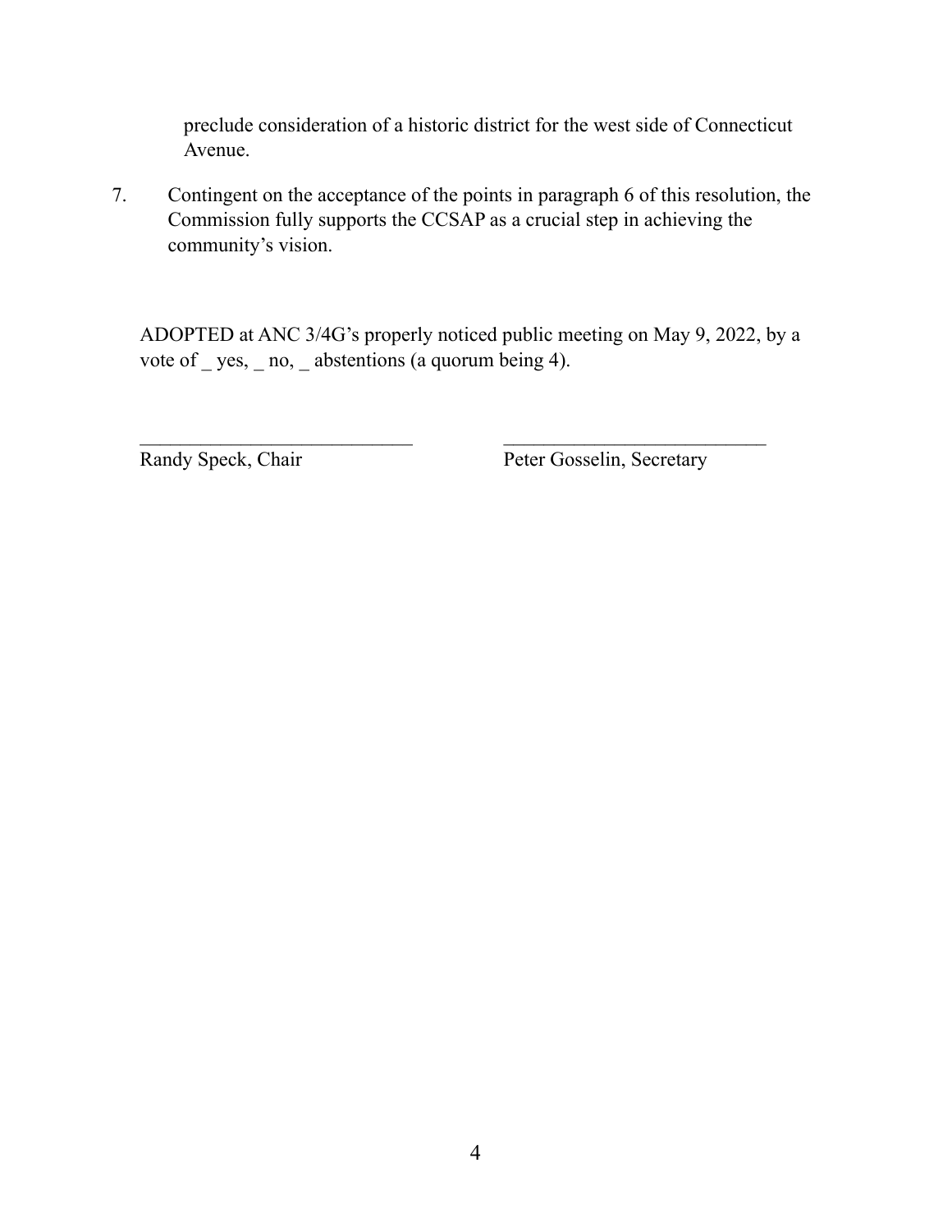preclude consideration of a historic district for the west side of Connecticut Avenue.

7. Contingent on the acceptance of the points in paragraph 6 of this resolution, the Commission fully supports the CCSAP as a crucial step in achieving the community's vision.

ADOPTED at ANC 3/4G's properly noticed public meeting on May 9, 2022, by a vote of _ yes, _ no, _ abstentions (a quorum being 4).

\_\_\_\_\_\_\_\_\_\_\_\_\_\_\_\_\_\_\_\_\_\_\_\_\_\_\_\_ \_\_\_\_\_\_\_\_\_\_\_\_\_\_\_\_\_\_\_\_\_\_\_\_\_\_\_

Randy Speck, Chair Peter Gosselin, Secretary